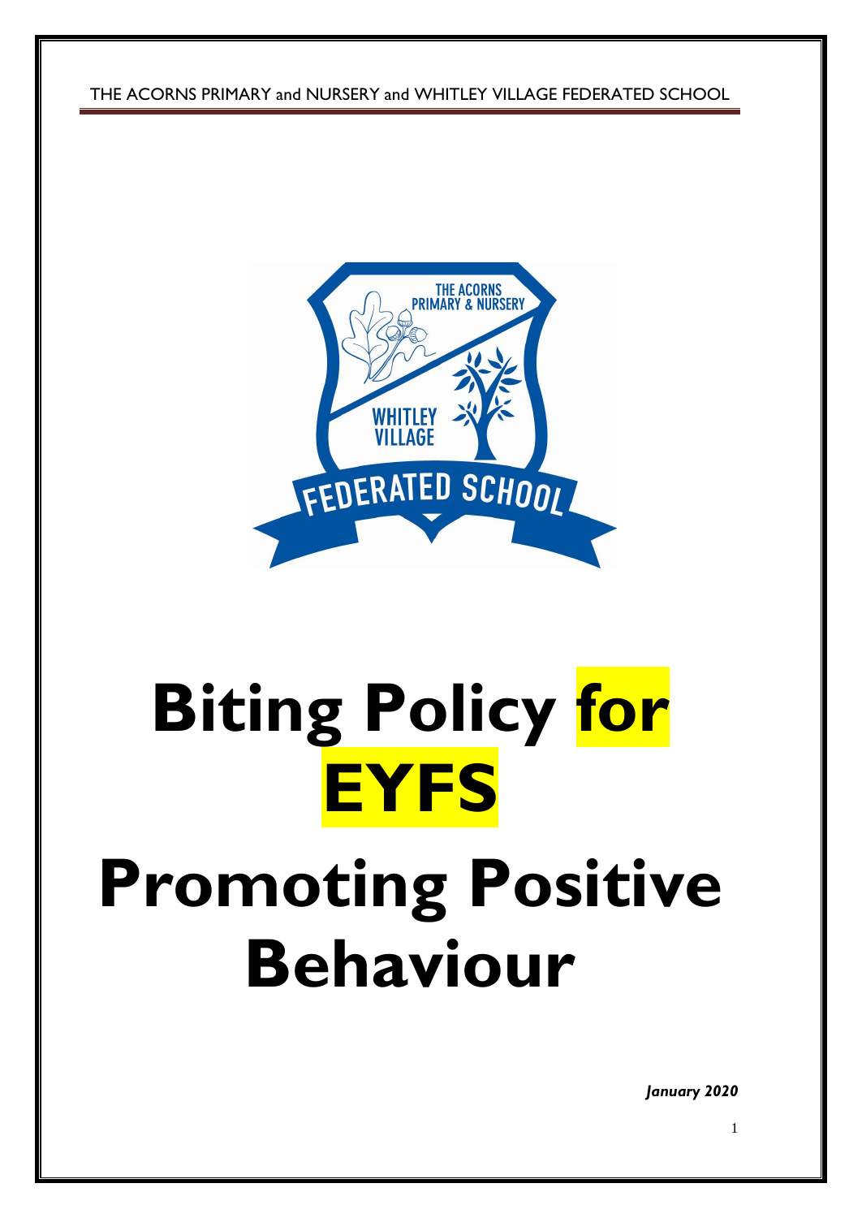# Biting Policy for EYFS

# Promoting Positive Behaviour

***January 2020***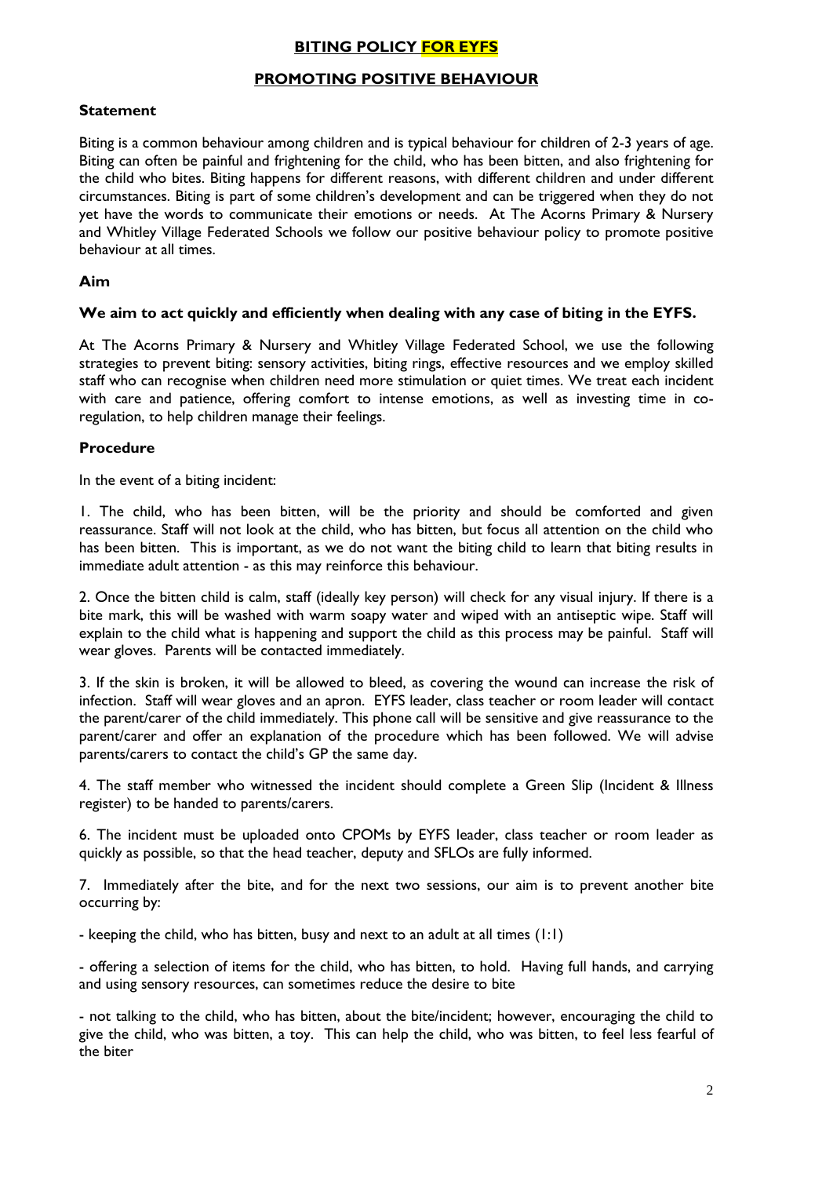# BITING POLICY FOR EYFS

## PROMOTING POSITIVE BEHAVIOUR

**Statement**

Biting is a common behaviour among children and is typical behaviour for children of 2-3 years of age. Biting can often be painful and frightening for the child, who has been bitten, and also frightening for the child who bites. Biting happens for different reasons, with different children and under different circumstances. Biting is part of some children's development and can be triggered when they do not yet have the words to communicate their emotions or needs. At The Acorns Primary & Nursery and Whitley Village Federated Schools we follow our positive behaviour policy to promote positive behaviour at all times.

**Aim**

**We aim to act quickly and efficiently when dealing with any case of biting in the EYFS.**

At The Acorns Primary & Nursery and Whitley Village Federated School, we use the following strategies to prevent biting: sensory activities, biting rings, effective resources and we employ skilled staff who can recognise when children need more stimulation or quiet times. We treat each incident with care and patience, offering comfort to intense emotions, as well as investing time in co-regulation, to help children manage their feelings.

**Procedure**

In the event of a biting incident:

1. The child, who has been bitten, will be the priority and should be comforted and given reassurance. Staff will not look at the child, who has bitten, but focus all attention on the child who has been bitten. This is important, as we do not want the biting child to learn that biting results in immediate adult attention - as this may reinforce this behaviour.

2. Once the bitten child is calm, staff (ideally key person) will check for any visual injury. If there is a bite mark, this will be washed with warm soapy water and wiped with an antiseptic wipe. Staff will explain to the child what is happening and support the child as this process may be painful. Staff will wear gloves. Parents will be contacted immediately.

3. If the skin is broken, it will be allowed to bleed, as covering the wound can increase the risk of infection. Staff will wear gloves and an apron. EYFS leader, class teacher or room leader will contact the parent/carer of the child immediately. This phone call will be sensitive and give reassurance to the parent/carer and offer an explanation of the procedure which has been followed. We will advise parents/carers to contact the child's GP the same day.

4. The staff member who witnessed the incident should complete a Green Slip (Incident & Illness register) to be handed to parents/carers.

6. The incident must be uploaded onto CPOMs by EYFS leader, class teacher or room leader as quickly as possible, so that the head teacher, deputy and SFLOs are fully informed.

7. Immediately after the bite, and for the next two sessions, our aim is to prevent another bite occurring by:

- keeping the child, who has bitten, busy and next to an adult at all times (1:1)

- offering a selection of items for the child, who has bitten, to hold. Having full hands, and carrying and using sensory resources, can sometimes reduce the desire to bite

- not talking to the child, who has bitten, about the bite/incident; however, encouraging the child to give the child, who was bitten, a toy. This can help the child, who was bitten, to feel less fearful of the biter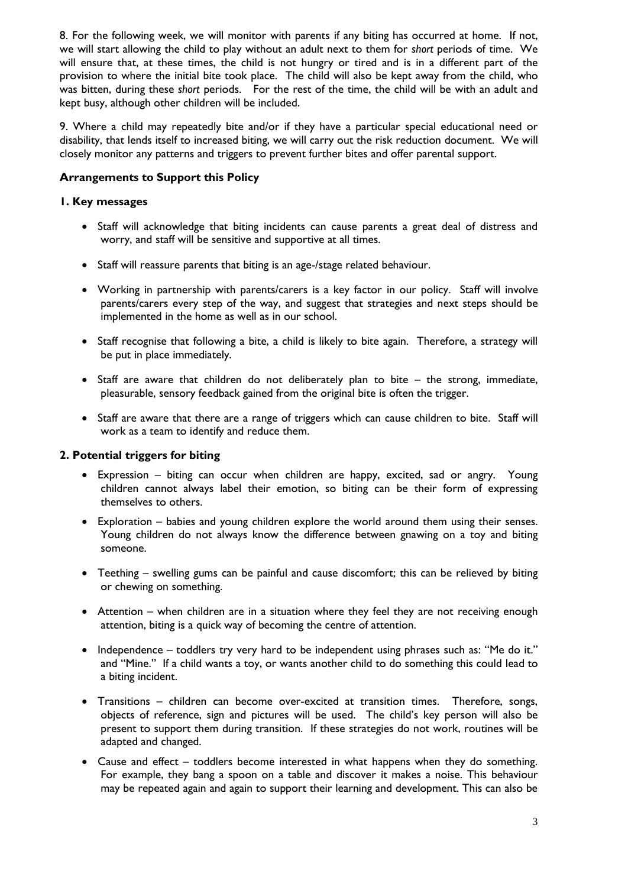8. For the following week, we will monitor with parents if any biting has occurred at home. If not, we will start allowing the child to play without an adult next to them for *short* periods of time. We will ensure that, at these times, the child is not hungry or tired and is in a different part of the provision to where the initial bite took place. The child will also be kept away from the child, who was bitten, during these *short* periods. For the rest of the time, the child will be with an adult and kept busy, although other children will be included.

9. Where a child may repeatedly bite and/or if they have a particular special educational need or disability, that lends itself to increased biting, we will carry out the risk reduction document. We will closely monitor any patterns and triggers to prevent further bites and offer parental support.

**Arrangements to Support this Policy**

**1. Key messages**

- Staff will acknowledge that biting incidents can cause parents a great deal of distress and worry, and staff will be sensitive and supportive at all times.
- Staff will reassure parents that biting is an age-/stage related behaviour.
- Working in partnership with parents/carers is a key factor in our policy. Staff will involve parents/carers every step of the way, and suggest that strategies and next steps should be implemented in the home as well as in our school.
- Staff recognise that following a bite, a child is likely to bite again. Therefore, a strategy will be put in place immediately.
- Staff are aware that children do not deliberately plan to bite – the strong, immediate, pleasurable, sensory feedback gained from the original bite is often the trigger.
- Staff are aware that there are a range of triggers which can cause children to bite. Staff will work as a team to identify and reduce them.

**2. Potential triggers for biting**

- Expression – biting can occur when children are happy, excited, sad or angry. Young children cannot always label their emotion, so biting can be their form of expressing themselves to others.
- Exploration – babies and young children explore the world around them using their senses. Young children do not always know the difference between gnawing on a toy and biting someone.
- Teething – swelling gums can be painful and cause discomfort; this can be relieved by biting or chewing on something.
- Attention – when children are in a situation where they feel they are not receiving enough attention, biting is a quick way of becoming the centre of attention.
- Independence – toddlers try very hard to be independent using phrases such as: "Me do it." and "Mine." If a child wants a toy, or wants another child to do something this could lead to a biting incident.
- Transitions – children can become over-excited at transition times. Therefore, songs, objects of reference, sign and pictures will be used. The child's key person will also be present to support them during transition. If these strategies do not work, routines will be adapted and changed.
- Cause and effect – toddlers become interested in what happens when they do something. For example, they bang a spoon on a table and discover it makes a noise. This behaviour may be repeated again and again to support their learning and development. This can also be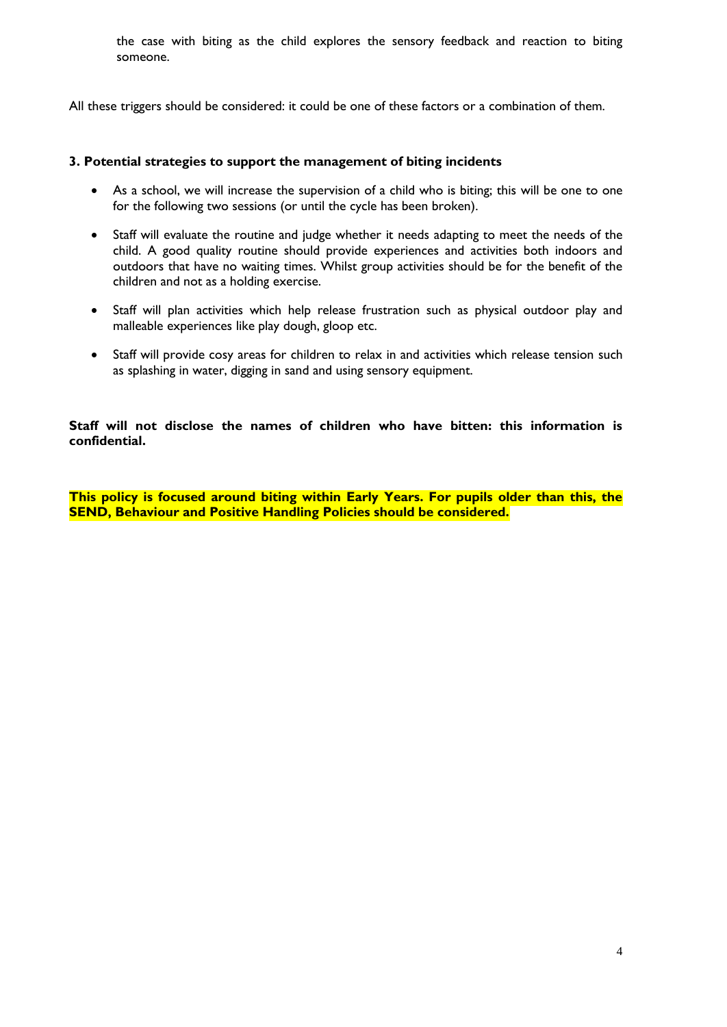the case with biting as the child explores the sensory feedback and reaction to biting someone.

All these triggers should be considered: it could be one of these factors or a combination of them.

### 3. Potential strategies to support the management of biting incidents

- As a school, we will increase the supervision of a child who is biting; this will be one to one for the following two sessions (or until the cycle has been broken).
- Staff will evaluate the routine and judge whether it needs adapting to meet the needs of the child. A good quality routine should provide experiences and activities both indoors and outdoors that have no waiting times. Whilst group activities should be for the benefit of the children and not as a holding exercise.
- Staff will plan activities which help release frustration such as physical outdoor play and malleable experiences like play dough, gloop etc.
- Staff will provide cosy areas for children to relax in and activities which release tension such as splashing in water, digging in sand and using sensory equipment.

**Staff will not disclose the names of children who have bitten: this information is confidential.**

**This policy is focused around biting within Early Years. For pupils older than this, the SEND, Behaviour and Positive Handling Policies should be considered.**